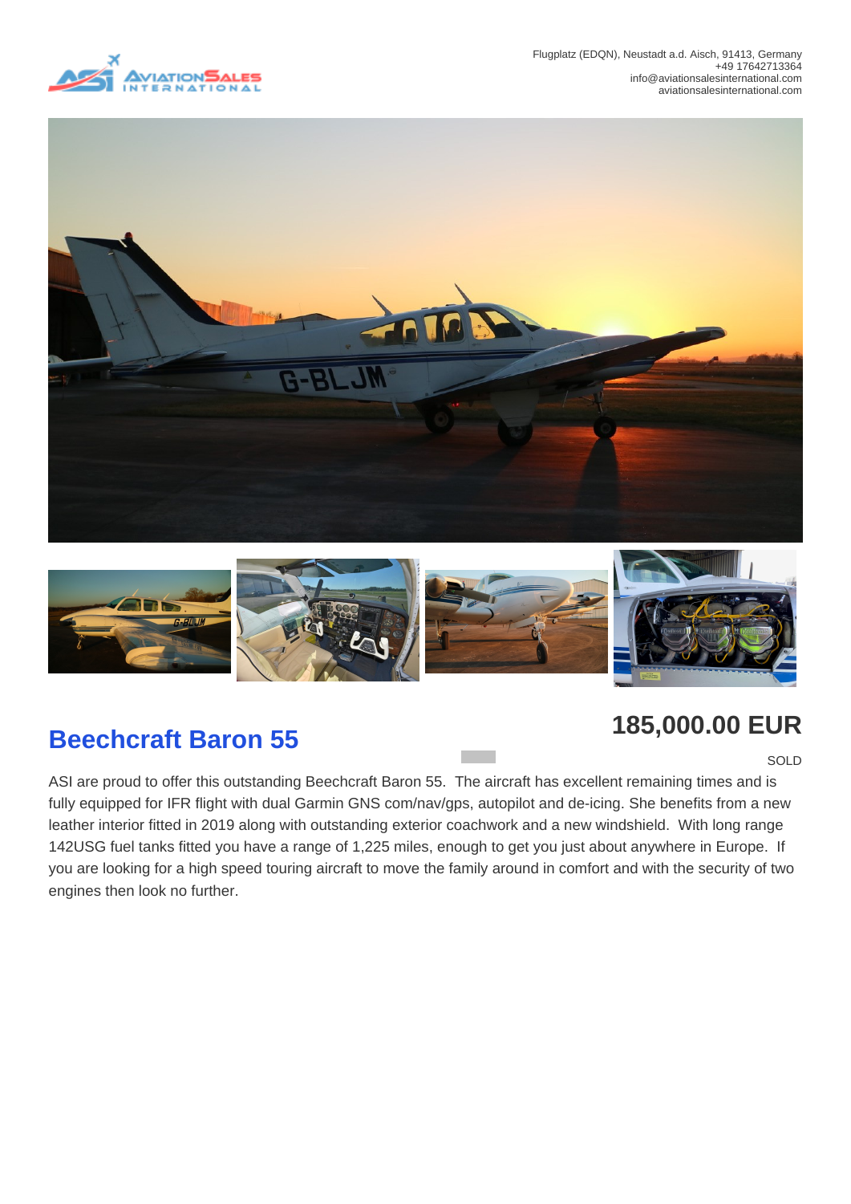Flugplatz (EDQN), Neustadt a.d. Aisch, 91413, Germany
+49 17642713364
info@aviationsalesinternational.com
aviationsalesinternational.com

# Beechcraft Baron 55

**185,000.00 EUR**

SOLD

ASI are proud to offer this outstanding Beechcraft Baron 55. The aircraft has excellent remaining times and is fully equipped for IFR flight with dual Garmin GNS com/nav/gps, autopilot and de-icing. She benefits from a new leather interior fitted in 2019 along with outstanding exterior coachwork and a new windshield. With long range 142USG fuel tanks fitted you have a range of 1,225 miles, enough to get you just about anywhere in Europe. If you are looking for a high speed touring aircraft to move the family around in comfort and with the security of two engines then look no further.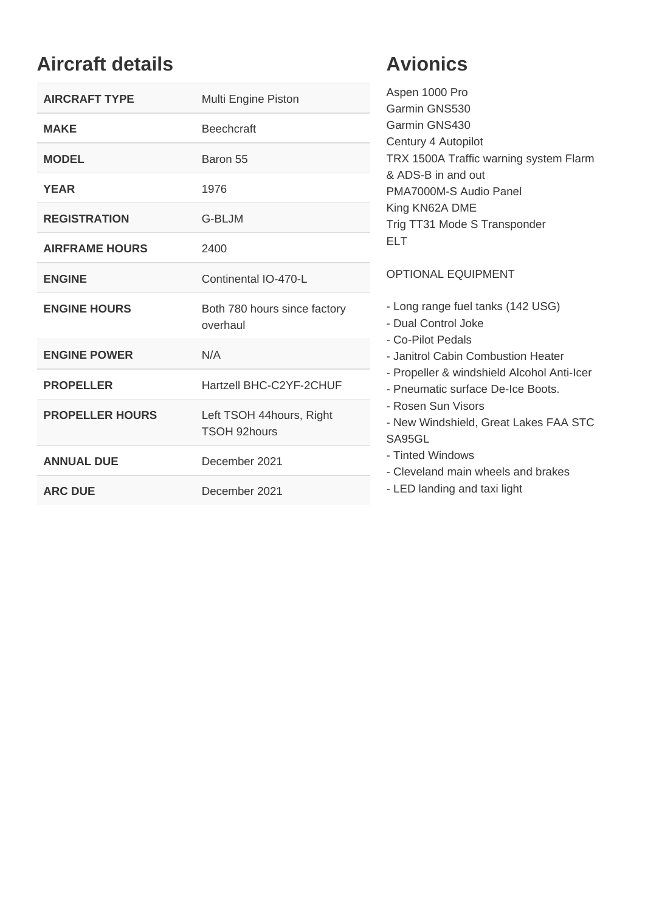## Aircraft details

| | |
|---|---|
| **AIRCRAFT TYPE** | Multi Engine Piston |
| **MAKE** | Beechcraft |
| **MODEL** | Baron 55 |
| **YEAR** | 1976 |
| **REGISTRATION** | G-BLJM |
| **AIRFRAME HOURS** | 2400 |
| **ENGINE** | Continental IO-470-L |
| **ENGINE HOURS** | Both 780 hours since factory overhaul |
| **ENGINE POWER** | N/A |
| **PROPELLER** | Hartzell BHC-C2YF-2CHUF |
| **PROPELLER HOURS** | Left TSOH 44hours, Right TSOH 92hours |
| **ANNUAL DUE** | December 2021 |
| **ARC DUE** | December 2021 |

## Avionics

Aspen 1000 Pro
Garmin GNS530
Garmin GNS430
Century 4 Autopilot
TRX 1500A Traffic warning system Flarm & ADS-B in and out
PMA7000M-S Audio Panel
King KN62A DME
Trig TT31 Mode S Transponder
ELT

OPTIONAL EQUIPMENT

- Long range fuel tanks (142 USG)
- Dual Control Joke
- Co-Pilot Pedals
- Janitrol Cabin Combustion Heater
- Propeller & windshield Alcohol Anti-Icer
- Pneumatic surface De-Ice Boots.
- Rosen Sun Visors
- New Windshield, Great Lakes FAA STC SA95GL
- Tinted Windows
- Cleveland main wheels and brakes
- LED landing and taxi light